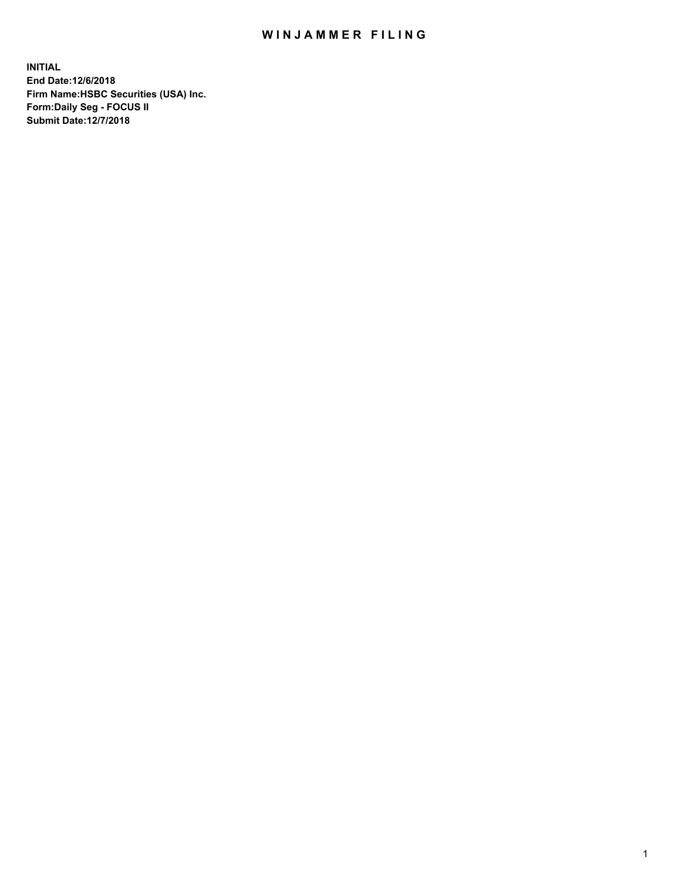# WINJAMMER FILING

**INITIAL**
**End Date:12/6/2018**
**Firm Name:HSBC Securities (USA) Inc.**
**Form:Daily Seg - FOCUS II**
**Submit Date:12/7/2018**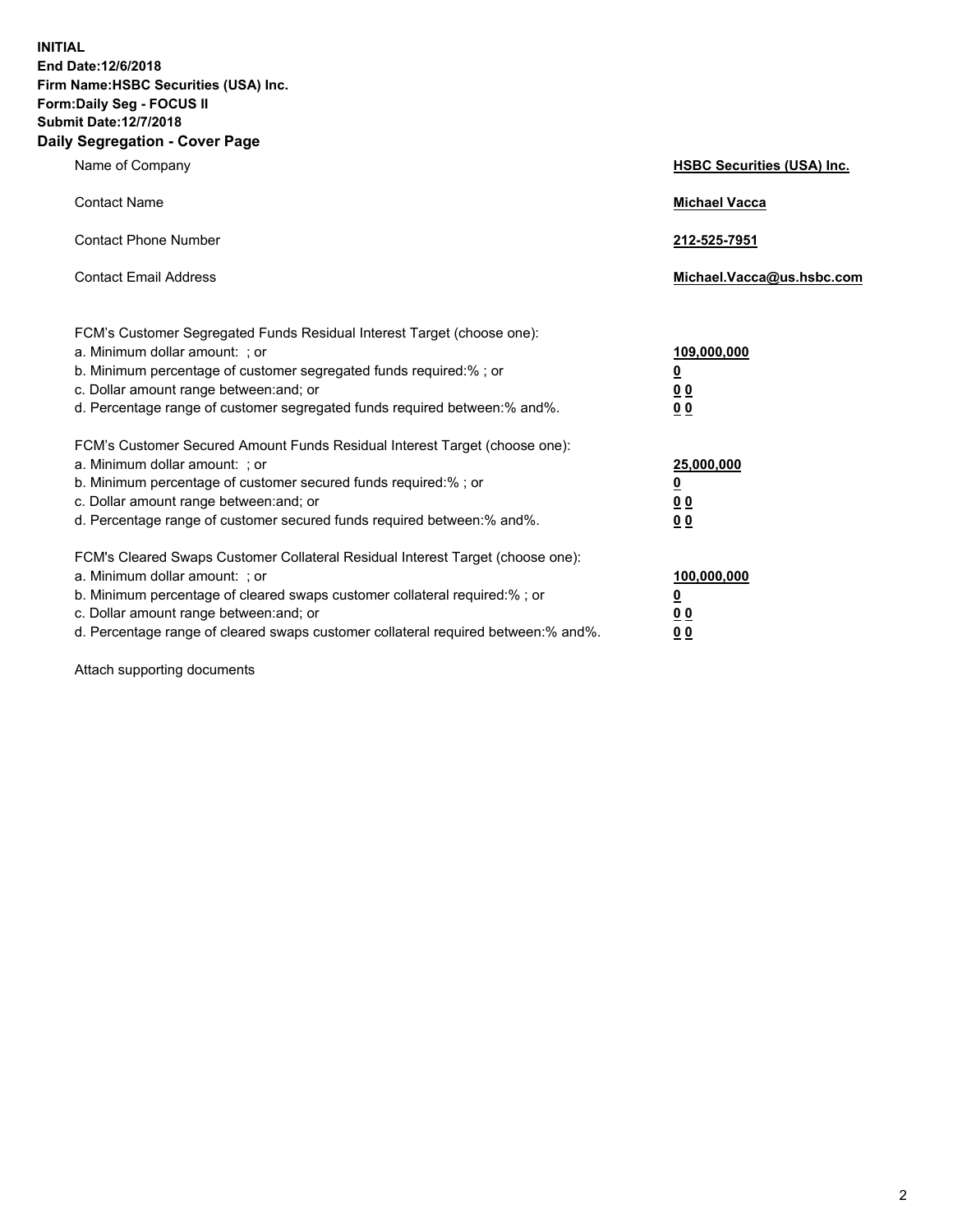**INITIAL**
**End Date:12/6/2018**
**Firm Name:HSBC Securities (USA) Inc.**
**Form:Daily Seg - FOCUS II**
**Submit Date:12/7/2018**

## Daily Segregation - Cover Page

| | |
|---|---|
| Name of Company | **HSBC Securities (USA) Inc.** |
| Contact Name | **Michael Vacca** |
| Contact Phone Number | **212-525-7951** |
| Contact Email Address | **Michael.Vacca@us.hsbc.com** |

| | |
|---|---|
| FCM's Customer Segregated Funds Residual Interest Target (choose one): | |
| a. Minimum dollar amount: ; or | **109,000,000** |
| b. Minimum percentage of customer segregated funds required:% ; or | **0** |
| c. Dollar amount range between:and; or | **0 0** |
| d. Percentage range of customer segregated funds required between:% and%. | **0 0** |
| FCM's Customer Secured Amount Funds Residual Interest Target (choose one): | |
| a. Minimum dollar amount: ; or | **25,000,000** |
| b. Minimum percentage of customer secured funds required:% ; or | **0** |
| c. Dollar amount range between:and; or | **0 0** |
| d. Percentage range of customer secured funds required between:% and%. | **0 0** |
| FCM's Cleared Swaps Customer Collateral Residual Interest Target (choose one): | |
| a. Minimum dollar amount: ; or | **100,000,000** |
| b. Minimum percentage of cleared swaps customer collateral required:% ; or | **0** |
| c. Dollar amount range between:and; or | **0 0** |
| d. Percentage range of cleared swaps customer collateral required between:% and%. | **0 0** |

Attach supporting documents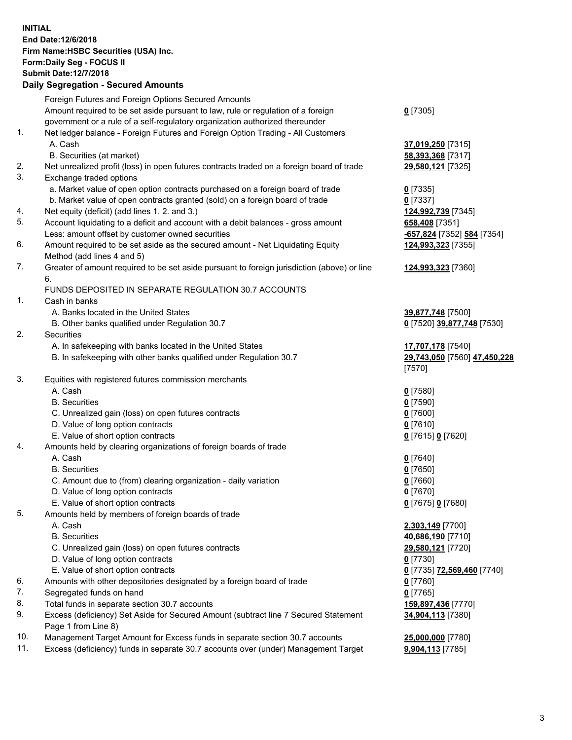**INITIAL**
**End Date:12/6/2018**
**Firm Name:HSBC Securities (USA) Inc.**
**Form:Daily Seg - FOCUS II**
**Submit Date:12/7/2018**
**Daily Segregation - Secured Amounts**

| | | |
|---|---|---|
| | Foreign Futures and Foreign Options Secured Amounts | |
| | Amount required to be set aside pursuant to law, rule or regulation of a foreign government or a rule of a self-regulatory organization authorized thereunder | **0** [7305] |
| 1. | Net ledger balance - Foreign Futures and Foreign Option Trading - All Customers | |
| | A. Cash | **37,019,250** [7315] |
| | B. Securities (at market) | **58,393,368** [7317] |
| 2. | Net unrealized profit (loss) in open futures contracts traded on a foreign board of trade | **29,580,121** [7325] |
| 3. | Exchange traded options | |
| | a. Market value of open option contracts purchased on a foreign board of trade | **0** [7335] |
| | b. Market value of open contracts granted (sold) on a foreign board of trade | **0** [7337] |
| 4. | Net equity (deficit) (add lines 1. 2. and 3.) | **124,992,739** [7345] |
| 5. | Account liquidating to a deficit and account with a debit balances - gross amount | **658,408** [7351] |
| | Less: amount offset by customer owned securities | **-657,824** [7352] **584** [7354] |
| 6. | Amount required to be set aside as the secured amount - Net Liquidating Equity Method (add lines 4 and 5) | **124,993,323** [7355] |
| 7. | Greater of amount required to be set aside pursuant to foreign jurisdiction (above) or line 6. | **124,993,323** [7360] |
| | FUNDS DEPOSITED IN SEPARATE REGULATION 30.7 ACCOUNTS | |
| 1. | Cash in banks | |
| | A. Banks located in the United States | **39,877,748** [7500] |
| | B. Other banks qualified under Regulation 30.7 | **0** [7520] **39,877,748** [7530] |
| 2. | Securities | |
| | A. In safekeeping with banks located in the United States | **17,707,178** [7540] |
| | B. In safekeeping with other banks qualified under Regulation 30.7 | **29,743,050** [7560] **47,450,228** [7570] |
| 3. | Equities with registered futures commission merchants | |
| | A. Cash | **0** [7580] |
| | B. Securities | **0** [7590] |
| | C. Unrealized gain (loss) on open futures contracts | **0** [7600] |
| | D. Value of long option contracts | **0** [7610] |
| | E. Value of short option contracts | **0** [7615] **0** [7620] |
| 4. | Amounts held by clearing organizations of foreign boards of trade | |
| | A. Cash | **0** [7640] |
| | B. Securities | **0** [7650] |
| | C. Amount due to (from) clearing organization - daily variation | **0** [7660] |
| | D. Value of long option contracts | **0** [7670] |
| | E. Value of short option contracts | **0** [7675] **0** [7680] |
| 5. | Amounts held by members of foreign boards of trade | |
| | A. Cash | **2,303,149** [7700] |
| | B. Securities | **40,686,190** [7710] |
| | C. Unrealized gain (loss) on open futures contracts | **29,580,121** [7720] |
| | D. Value of long option contracts | **0** [7730] |
| | E. Value of short option contracts | **0** [7735] **72,569,460** [7740] |
| 6. | Amounts with other depositories designated by a foreign board of trade | **0** [7760] |
| 7. | Segregated funds on hand | **0** [7765] |
| 8. | Total funds in separate section 30.7 accounts | **159,897,436** [7770] |
| 9. | Excess (deficiency) Set Aside for Secured Amount (subtract line 7 Secured Statement Page 1 from Line 8) | **34,904,113** [7380] |
| 10. | Management Target Amount for Excess funds in separate section 30.7 accounts | **25,000,000** [7780] |
| 11. | Excess (deficiency) funds in separate 30.7 accounts over (under) Management Target | **9,904,113** [7785] |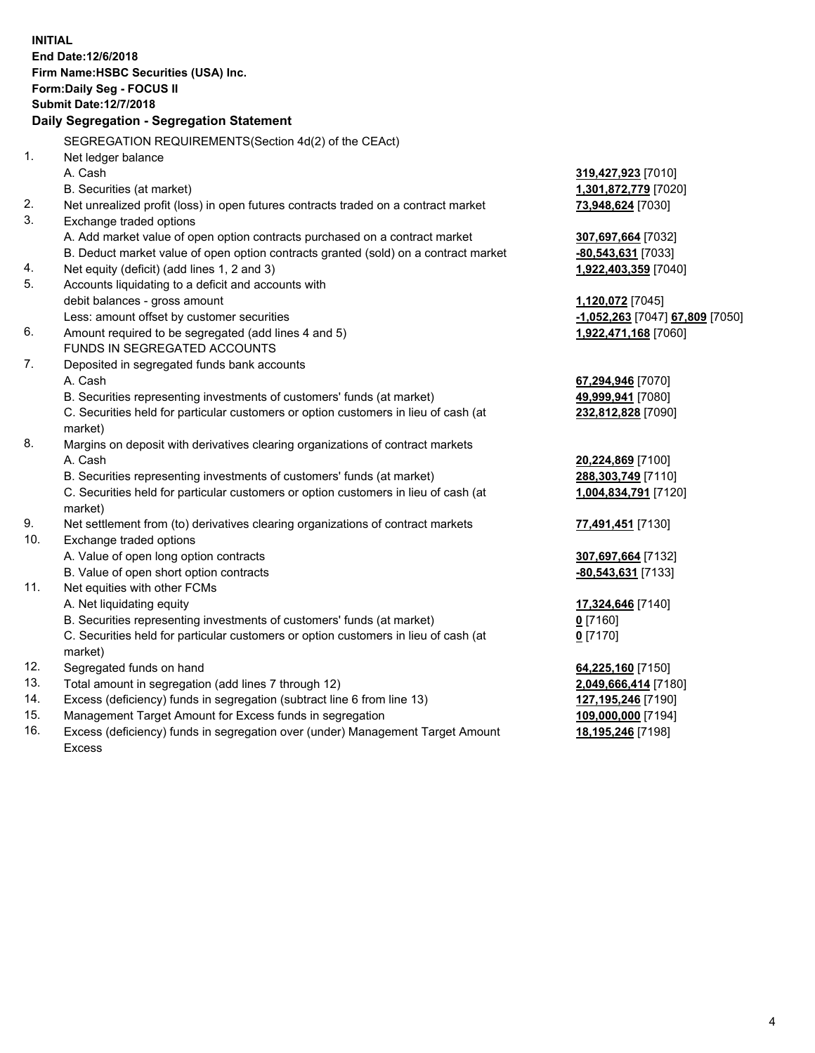**INITIAL**
**End Date:12/6/2018**
**Firm Name:HSBC Securities (USA) Inc.**
**Form:Daily Seg - FOCUS II**
**Submit Date:12/7/2018**

**Daily Segregation - Segregation Statement**

SEGREGATION REQUIREMENTS(Section 4d(2) of the CEAct)

| | | |
|---|---|---|
| 1. | Net ledger balance | |
| | A. Cash | 319,427,923 [7010] |
| | B. Securities (at market) | 1,301,872,779 [7020] |
| 2. | Net unrealized profit (loss) in open futures contracts traded on a contract market | 73,948,624 [7030] |
| 3. | Exchange traded options | |
| | A. Add market value of open option contracts purchased on a contract market | 307,697,664 [7032] |
| | B. Deduct market value of open option contracts granted (sold) on a contract market | -80,543,631 [7033] |
| 4. | Net equity (deficit) (add lines 1, 2 and 3) | 1,922,403,359 [7040] |
| 5. | Accounts liquidating to a deficit and accounts with debit balances - gross amount | 1,120,072 [7045] |
| | Less: amount offset by customer securities | -1,052,263 [7047] 67,809 [7050] |
| 6. | Amount required to be segregated (add lines 4 and 5) | 1,922,471,168 [7060] |
| | FUNDS IN SEGREGATED ACCOUNTS | |
| 7. | Deposited in segregated funds bank accounts | |
| | A. Cash | 67,294,946 [7070] |
| | B. Securities representing investments of customers' funds (at market) | 49,999,941 [7080] |
| | C. Securities held for particular customers or option customers in lieu of cash (at market) | 232,812,828 [7090] |
| 8. | Margins on deposit with derivatives clearing organizations of contract markets | |
| | A. Cash | 20,224,869 [7100] |
| | B. Securities representing investments of customers' funds (at market) | 288,303,749 [7110] |
| | C. Securities held for particular customers or option customers in lieu of cash (at market) | 1,004,834,791 [7120] |
| 9. | Net settlement from (to) derivatives clearing organizations of contract markets | 77,491,451 [7130] |
| 10. | Exchange traded options | |
| | A. Value of open long option contracts | 307,697,664 [7132] |
| | B. Value of open short option contracts | -80,543,631 [7133] |
| 11. | Net equities with other FCMs | |
| | A. Net liquidating equity | 17,324,646 [7140] |
| | B. Securities representing investments of customers' funds (at market) | 0 [7160] |
| | C. Securities held for particular customers or option customers in lieu of cash (at market) | 0 [7170] |
| 12. | Segregated funds on hand | 64,225,160 [7150] |
| 13. | Total amount in segregation (add lines 7 through 12) | 2,049,666,414 [7180] |
| 14. | Excess (deficiency) funds in segregation (subtract line 6 from line 13) | 127,195,246 [7190] |
| 15. | Management Target Amount for Excess funds in segregation | 109,000,000 [7194] |
| 16. | Excess (deficiency) funds in segregation over (under) Management Target Amount Excess | 18,195,246 [7198] |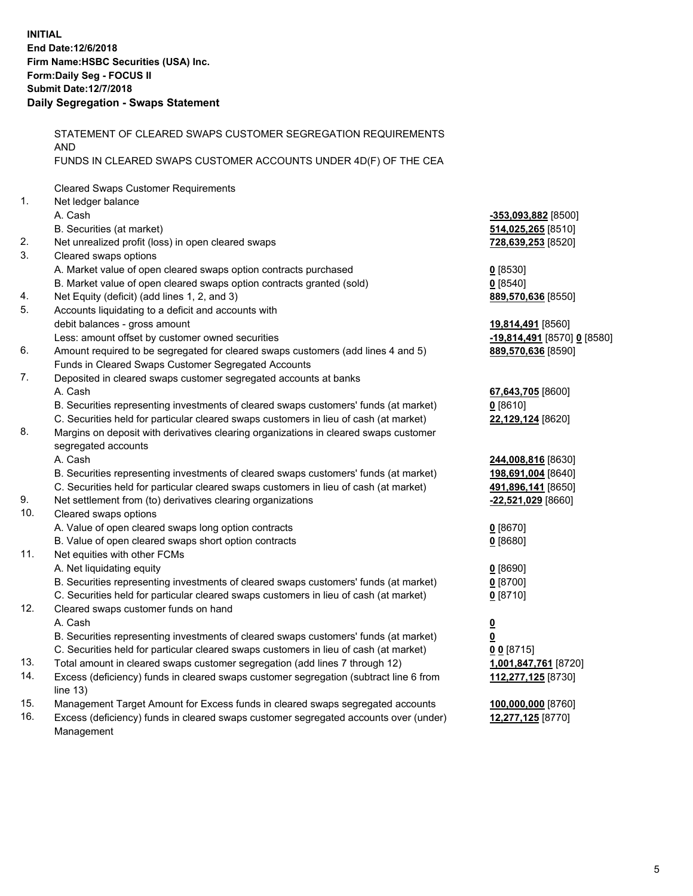**INITIAL**
**End Date:12/6/2018**
**Firm Name:HSBC Securities (USA) Inc.**
**Form:Daily Seg - FOCUS II**
**Submit Date:12/7/2018**
**Daily Segregation - Swaps Statement**

STATEMENT OF CLEARED SWAPS CUSTOMER SEGREGATION REQUIREMENTS AND FUNDS IN CLEARED SWAPS CUSTOMER ACCOUNTS UNDER 4D(F) OF THE CEA

| | | |
|---|---|---|
| | Cleared Swaps Customer Requirements | |
| 1. | Net ledger balance | |
| | A. Cash | **-353,093,882** [8500] |
| | B. Securities (at market) | **514,025,265** [8510] |
| 2. | Net unrealized profit (loss) in open cleared swaps | **728,639,253** [8520] |
| 3. | Cleared swaps options | |
| | A. Market value of open cleared swaps option contracts purchased | **0** [8530] |
| | B. Market value of open cleared swaps option contracts granted (sold) | **0** [8540] |
| 4. | Net Equity (deficit) (add lines 1, 2, and 3) | **889,570,636** [8550] |
| 5. | Accounts liquidating to a deficit and accounts with | |
| | debit balances - gross amount | **19,814,491** [8560] |
| | Less: amount offset by customer owned securities | **-19,814,491** [8570] **0** [8580] |
| 6. | Amount required to be segregated for cleared swaps customers (add lines 4 and 5) | **889,570,636** [8590] |
| | Funds in Cleared Swaps Customer Segregated Accounts | |
| 7. | Deposited in cleared swaps customer segregated accounts at banks | |
| | A. Cash | **67,643,705** [8600] |
| | B. Securities representing investments of cleared swaps customers' funds (at market) | **0** [8610] |
| | C. Securities held for particular cleared swaps customers in lieu of cash (at market) | **22,129,124** [8620] |
| 8. | Margins on deposit with derivatives clearing organizations in cleared swaps customer segregated accounts | |
| | A. Cash | **244,008,816** [8630] |
| | B. Securities representing investments of cleared swaps customers' funds (at market) | **198,691,004** [8640] |
| | C. Securities held for particular cleared swaps customers in lieu of cash (at market) | **491,896,141** [8650] |
| 9. | Net settlement from (to) derivatives clearing organizations | **-22,521,029** [8660] |
| 10. | Cleared swaps options | |
| | A. Value of open cleared swaps long option contracts | **0** [8670] |
| | B. Value of open cleared swaps short option contracts | **0** [8680] |
| 11. | Net equities with other FCMs | |
| | A. Net liquidating equity | **0** [8690] |
| | B. Securities representing investments of cleared swaps customers' funds (at market) | **0** [8700] |
| | C. Securities held for particular cleared swaps customers in lieu of cash (at market) | **0** [8710] |
| 12. | Cleared swaps customer funds on hand | |
| | A. Cash | **0** |
| | B. Securities representing investments of cleared swaps customers' funds (at market) | **0** |
| | C. Securities held for particular cleared swaps customers in lieu of cash (at market) | **0** **0** [8715] |
| 13. | Total amount in cleared swaps customer segregation (add lines 7 through 12) | **1,001,847,761** [8720] |
| 14. | Excess (deficiency) funds in cleared swaps customer segregation (subtract line 6 from line 13) | **112,277,125** [8730] |
| 15. | Management Target Amount for Excess funds in cleared swaps segregated accounts | **100,000,000** [8760] |
| 16. | Excess (deficiency) funds in cleared swaps customer segregated accounts over (under) Management | **12,277,125** [8770] |